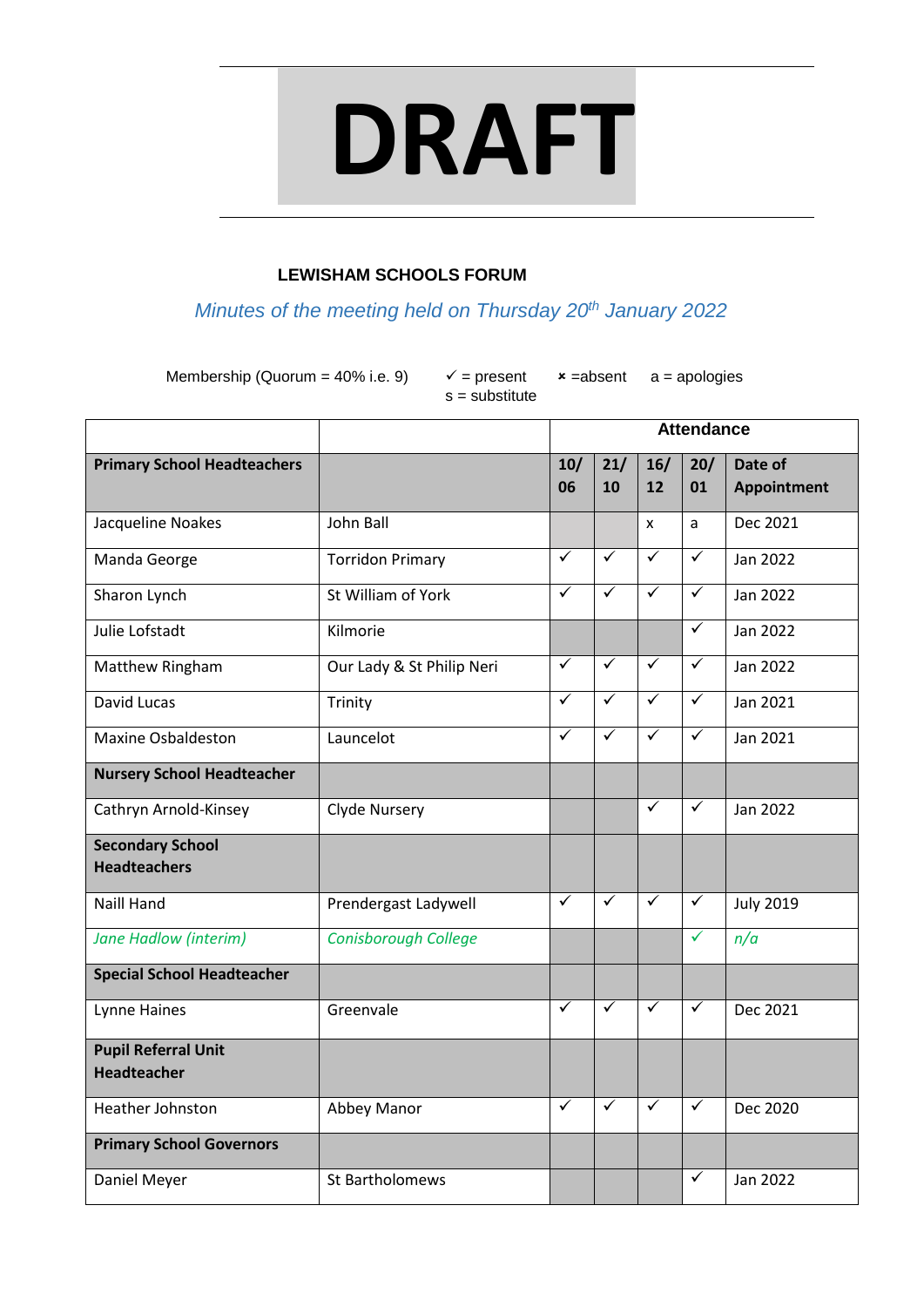# DRAFT

## LEWISHAM SCHOOLS FORUM

*Minutes of the meeting held on Thursday 20th January 2022*

Membership (Quorum = 40% i.e. 9) ✓ = present × =absent a = apologies s = substitute

| | | Attendance | | | | |
|---|---|---|---|---|---|---|
| **Primary School Headteachers** | | **10/06** | **21/10** | **16/12** | **20/01** | **Date of Appointment** |
| Jacqueline Noakes | John Ball | | | x | a | Dec 2021 |
| Manda George | Torridon Primary | ✓ | ✓ | ✓ | ✓ | Jan 2022 |
| Sharon Lynch | St William of York | ✓ | ✓ | ✓ | ✓ | Jan 2022 |
| Julie Lofstadt | Kilmorie | | | | ✓ | Jan 2022 |
| Matthew Ringham | Our Lady & St Philip Neri | ✓ | ✓ | ✓ | ✓ | Jan 2022 |
| David Lucas | Trinity | ✓ | ✓ | ✓ | ✓ | Jan 2021 |
| Maxine Osbaldeston | Launcelot | ✓ | ✓ | ✓ | ✓ | Jan 2021 |
| **Nursery School Headteacher** | | | | | | |
| Cathryn Arnold-Kinsey | Clyde Nursery | | | ✓ | ✓ | Jan 2022 |
| **Secondary School Headteachers** | | | | | | |
| Naill Hand | Prendergast Ladywell | ✓ | ✓ | ✓ | ✓ | July 2019 |
| *Jane Hadlow (interim)* | *Conisborough College* | | | | ✓ | *n/a* |
| **Special School Headteacher** | | | | | | |
| Lynne Haines | Greenvale | ✓ | ✓ | ✓ | ✓ | Dec 2021 |
| **Pupil Referral Unit Headteacher** | | | | | | |
| Heather Johnston | Abbey Manor | ✓ | ✓ | ✓ | ✓ | Dec 2020 |
| **Primary School Governors** | | | | | | |
| Daniel Meyer | St Bartholomews | | | | ✓ | Jan 2022 |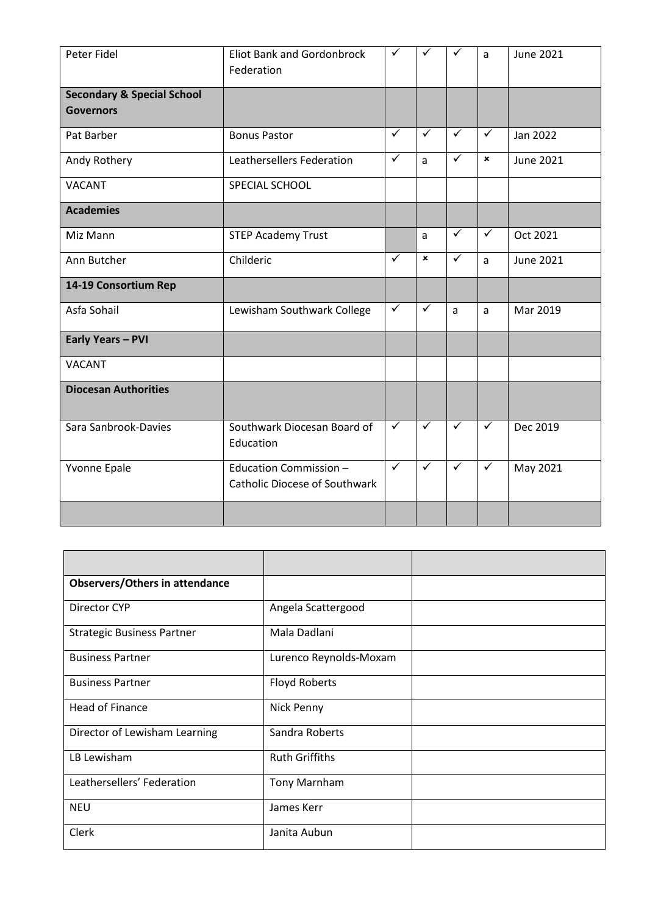| | | | | | | |
|---|---|---|---|---|---|---|
| Peter Fidel | Eliot Bank and Gordonbrock Federation | ✓ | ✓ | ✓ | a | June 2021 |
| **Secondary & Special School Governors** | | | | | | |
| Pat Barber | Bonus Pastor | ✓ | ✓ | ✓ | ✓ | Jan 2022 |
| Andy Rothery | Leathersellers Federation | ✓ | a | ✓ | × | June 2021 |
| VACANT | SPECIAL SCHOOL | | | | | |
| **Academies** | | | | | | |
| Miz Mann | STEP Academy Trust | | a | ✓ | ✓ | Oct 2021 |
| Ann Butcher | Childeric | ✓ | × | ✓ | a | June 2021 |
| **14-19 Consortium Rep** | | | | | | |
| Asfa Sohail | Lewisham Southwark College | ✓ | ✓ | a | a | Mar 2019 |
| **Early Years – PVI** | | | | | | |
| VACANT | | | | | | |
| **Diocesan Authorities** | | | | | | |
| Sara Sanbrook-Davies | Southwark Diocesan Board of Education | ✓ | ✓ | ✓ | ✓ | Dec 2019 |
| Yvonne Epale | Education Commission – Catholic Diocese of Southwark | ✓ | ✓ | ✓ | ✓ | May 2021 |
| | | | | | | |

| | | |
|---|---|---|
| **Observers/Others in attendance** | | |
| Director CYP | Angela Scattergood | |
| Strategic Business Partner | Mala Dadlani | |
| Business Partner | Lurenco Reynolds-Moxam | |
| Business Partner | Floyd Roberts | |
| Head of Finance | Nick Penny | |
| Director of Lewisham Learning | Sandra Roberts | |
| LB Lewisham | Ruth Griffiths | |
| Leathersellers' Federation | Tony Marnham | |
| NEU | James Kerr | |
| Clerk | Janita Aubun | |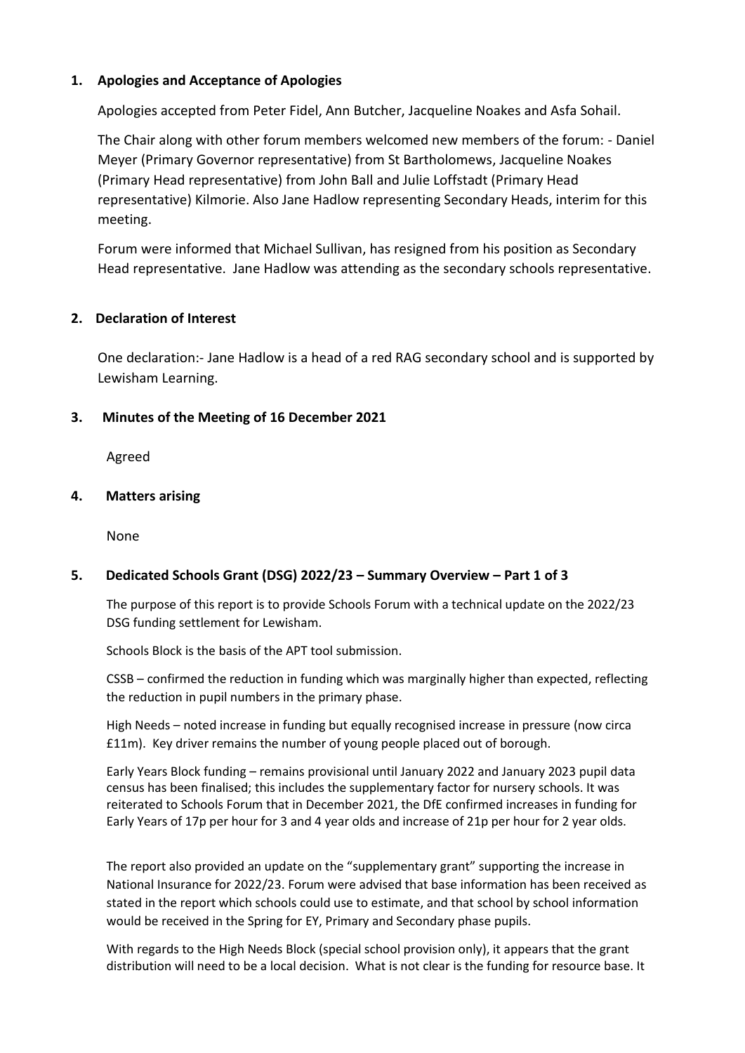## 1. Apologies and Acceptance of Apologies

Apologies accepted from Peter Fidel, Ann Butcher, Jacqueline Noakes and Asfa Sohail.

The Chair along with other forum members welcomed new members of the forum: - Daniel Meyer (Primary Governor representative) from St Bartholomews, Jacqueline Noakes (Primary Head representative) from John Ball and Julie Loffstadt (Primary Head representative) Kilmorie. Also Jane Hadlow representing Secondary Heads, interim for this meeting.

Forum were informed that Michael Sullivan, has resigned from his position as Secondary Head representative. Jane Hadlow was attending as the secondary schools representative.

## 2. Declaration of Interest

One declaration:- Jane Hadlow is a head of a red RAG secondary school and is supported by Lewisham Learning.

## 3. Minutes of the Meeting of 16 December 2021

Agreed

## 4. Matters arising

None

## 5. Dedicated Schools Grant (DSG) 2022/23 – Summary Overview – Part 1 of 3

The purpose of this report is to provide Schools Forum with a technical update on the 2022/23 DSG funding settlement for Lewisham.

Schools Block is the basis of the APT tool submission.

CSSB – confirmed the reduction in funding which was marginally higher than expected, reflecting the reduction in pupil numbers in the primary phase.

High Needs – noted increase in funding but equally recognised increase in pressure (now circa £11m). Key driver remains the number of young people placed out of borough.

Early Years Block funding – remains provisional until January 2022 and January 2023 pupil data census has been finalised; this includes the supplementary factor for nursery schools. It was reiterated to Schools Forum that in December 2021, the DfE confirmed increases in funding for Early Years of 17p per hour for 3 and 4 year olds and increase of 21p per hour for 2 year olds.

The report also provided an update on the "supplementary grant" supporting the increase in National Insurance for 2022/23. Forum were advised that base information has been received as stated in the report which schools could use to estimate, and that school by school information would be received in the Spring for EY, Primary and Secondary phase pupils.

With regards to the High Needs Block (special school provision only), it appears that the grant distribution will need to be a local decision. What is not clear is the funding for resource base. It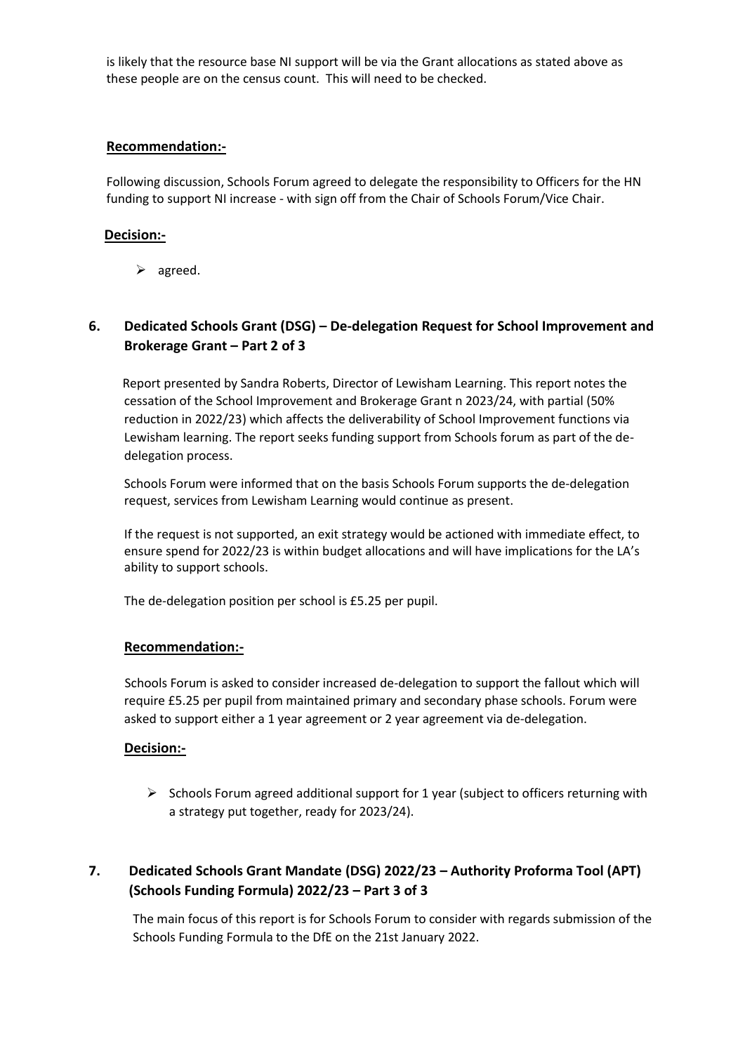is likely that the resource base NI support will be via the Grant allocations as stated above as these people are on the census count. This will need to be checked.

**Recommendation:-**

Following discussion, Schools Forum agreed to delegate the responsibility to Officers for the HN funding to support NI increase - with sign off from the Chair of Schools Forum/Vice Chair.

**Decision:-**

- agreed.

## 6. Dedicated Schools Grant (DSG) – De-delegation Request for School Improvement and Brokerage Grant – Part 2 of 3

Report presented by Sandra Roberts, Director of Lewisham Learning. This report notes the cessation of the School Improvement and Brokerage Grant n 2023/24, with partial (50% reduction in 2022/23) which affects the deliverability of School Improvement functions via Lewisham learning. The report seeks funding support from Schools forum as part of the de-delegation process.

Schools Forum were informed that on the basis Schools Forum supports the de-delegation request, services from Lewisham Learning would continue as present.

If the request is not supported, an exit strategy would be actioned with immediate effect, to ensure spend for 2022/23 is within budget allocations and will have implications for the LA's ability to support schools.

The de-delegation position per school is £5.25 per pupil.

**Recommendation:-**

Schools Forum is asked to consider increased de-delegation to support the fallout which will require £5.25 per pupil from maintained primary and secondary phase schools. Forum were asked to support either a 1 year agreement or 2 year agreement via de-delegation.

**Decision:-**

- Schools Forum agreed additional support for 1 year (subject to officers returning with a strategy put together, ready for 2023/24).

## 7. Dedicated Schools Grant Mandate (DSG) 2022/23 – Authority Proforma Tool (APT) (Schools Funding Formula) 2022/23 – Part 3 of 3

The main focus of this report is for Schools Forum to consider with regards submission of the Schools Funding Formula to the DfE on the 21st January 2022.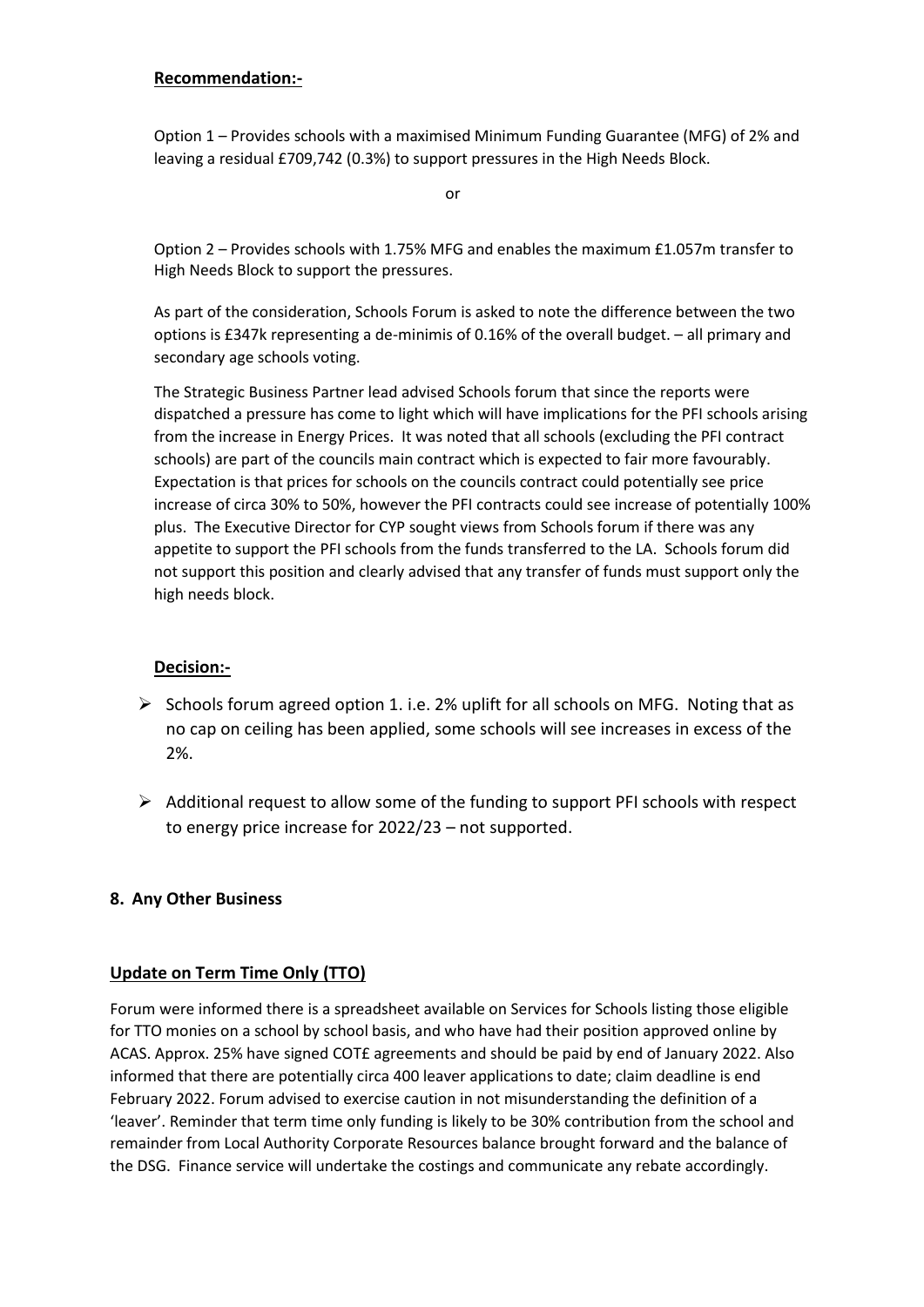**Recommendation:-**

Option 1 – Provides schools with a maximised Minimum Funding Guarantee (MFG) of 2% and leaving a residual £709,742 (0.3%) to support pressures in the High Needs Block.

or

Option 2 – Provides schools with 1.75% MFG and enables the maximum £1.057m transfer to High Needs Block to support the pressures.

As part of the consideration, Schools Forum is asked to note the difference between the two options is £347k representing a de-minimis of 0.16% of the overall budget. – all primary and secondary age schools voting.

The Strategic Business Partner lead advised Schools forum that since the reports were dispatched a pressure has come to light which will have implications for the PFI schools arising from the increase in Energy Prices. It was noted that all schools (excluding the PFI contract schools) are part of the councils main contract which is expected to fair more favourably. Expectation is that prices for schools on the councils contract could potentially see price increase of circa 30% to 50%, however the PFI contracts could see increase of potentially 100% plus. The Executive Director for CYP sought views from Schools forum if there was any appetite to support the PFI schools from the funds transferred to the LA. Schools forum did not support this position and clearly advised that any transfer of funds must support only the high needs block.

**Decision:-**

- Schools forum agreed option 1. i.e. 2% uplift for all schools on MFG. Noting that as no cap on ceiling has been applied, some schools will see increases in excess of the 2%.
- Additional request to allow some of the funding to support PFI schools with respect to energy price increase for 2022/23 – not supported.

## 8. Any Other Business

**Update on Term Time Only (TTO)**

Forum were informed there is a spreadsheet available on Services for Schools listing those eligible for TTO monies on a school by school basis, and who have had their position approved online by ACAS. Approx. 25% have signed COT£ agreements and should be paid by end of January 2022. Also informed that there are potentially circa 400 leaver applications to date; claim deadline is end February 2022. Forum advised to exercise caution in not misunderstanding the definition of a 'leaver'. Reminder that term time only funding is likely to be 30% contribution from the school and remainder from Local Authority Corporate Resources balance brought forward and the balance of the DSG. Finance service will undertake the costings and communicate any rebate accordingly.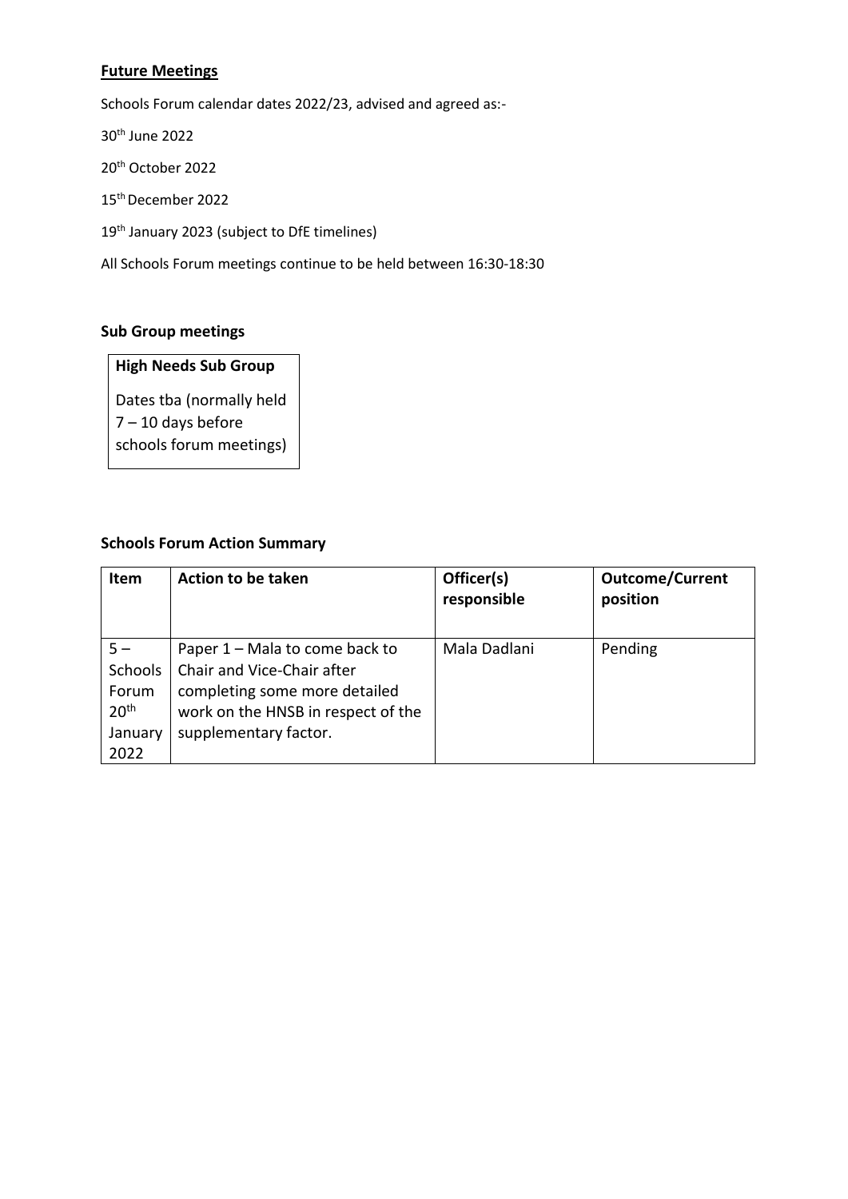## Future Meetings

Schools Forum calendar dates 2022/23, advised and agreed as:-

30th June 2022

20th October 2022

15th December 2022

19th January 2023 (subject to DfE timelines)

All Schools Forum meetings continue to be held between 16:30-18:30

### Sub Group meetings

| High Needs Sub Group |
|---|
| Dates tba (normally held 7 – 10 days before schools forum meetings) |

### Schools Forum Action Summary

| Item | Action to be taken | Officer(s) responsible | Outcome/Current position |
|---|---|---|---|
| 5 – Schools Forum 20th January 2022 | Paper 1 – Mala to come back to Chair and Vice-Chair after completing some more detailed work on the HNSB in respect of the supplementary factor. | Mala Dadlani | Pending |